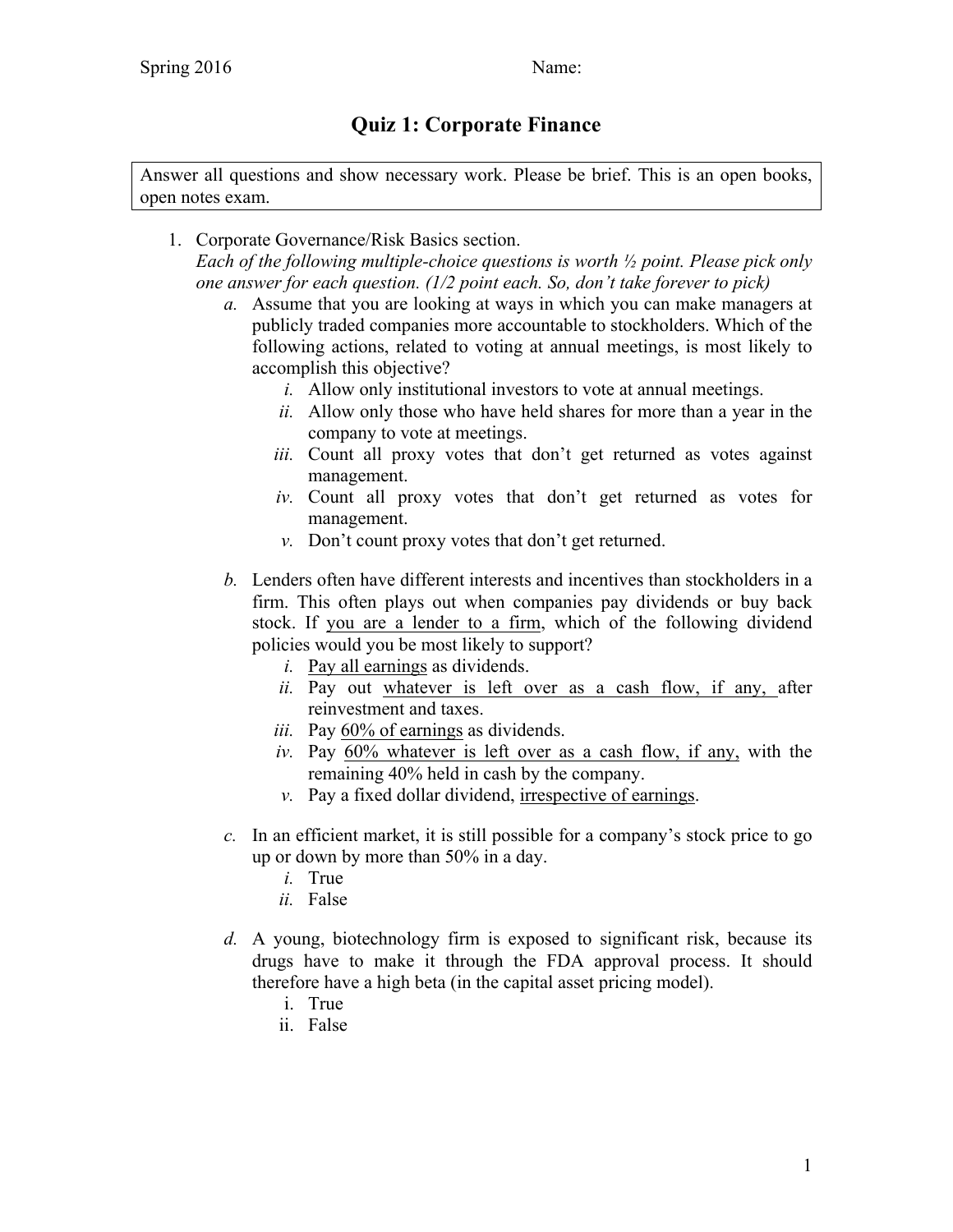Spring 2016 Name:

# Quiz 1: Corporate Finance

Answer all questions and show necessary work. Please be brief. This is an open books, open notes exam.

1. Corporate Governance/Risk Basics section.
   *Each of the following multiple-choice questions is worth ½ point. Please pick only one answer for each question. (1/2 point each. So, don't take forever to pick)*
   *a.* Assume that you are looking at ways in which you can make managers at publicly traded companies more accountable to stockholders. Which of the following actions, related to voting at annual meetings, is most likely to accomplish this objective?
      *i.* Allow only institutional investors to vote at annual meetings.
      *ii.* Allow only those who have held shares for more than a year in the company to vote at meetings.
      *iii.* Count all proxy votes that don't get returned as votes against management.
      *iv.* Count all proxy votes that don't get returned as votes for management.
      *v.* Don't count proxy votes that don't get returned.

   *b.* Lenders often have different interests and incentives than stockholders in a firm. This often plays out when companies pay dividends or buy back stock. If <u>you are a lender to a firm</u>, which of the following dividend policies would you be most likely to support?
      *i.* <u>Pay all earnings</u> as dividends.
      *ii.* Pay out <u>whatever is left over as a cash flow, if any,</u> after reinvestment and taxes.
      *iii.* Pay <u>60% of earnings</u> as dividends.
      *iv.* Pay <u>60% whatever is left over as a cash flow, if any,</u> with the remaining 40% held in cash by the company.
      *v.* Pay a fixed dollar dividend, <u>irrespective of earnings</u>.

   *c.* In an efficient market, it is still possible for a company's stock price to go up or down by more than 50% in a day.
      *i.* True
      *ii.* False

   *d.* A young, biotechnology firm is exposed to significant risk, because its drugs have to make it through the FDA approval process. It should therefore have a high beta (in the capital asset pricing model).
      i. True
      ii. False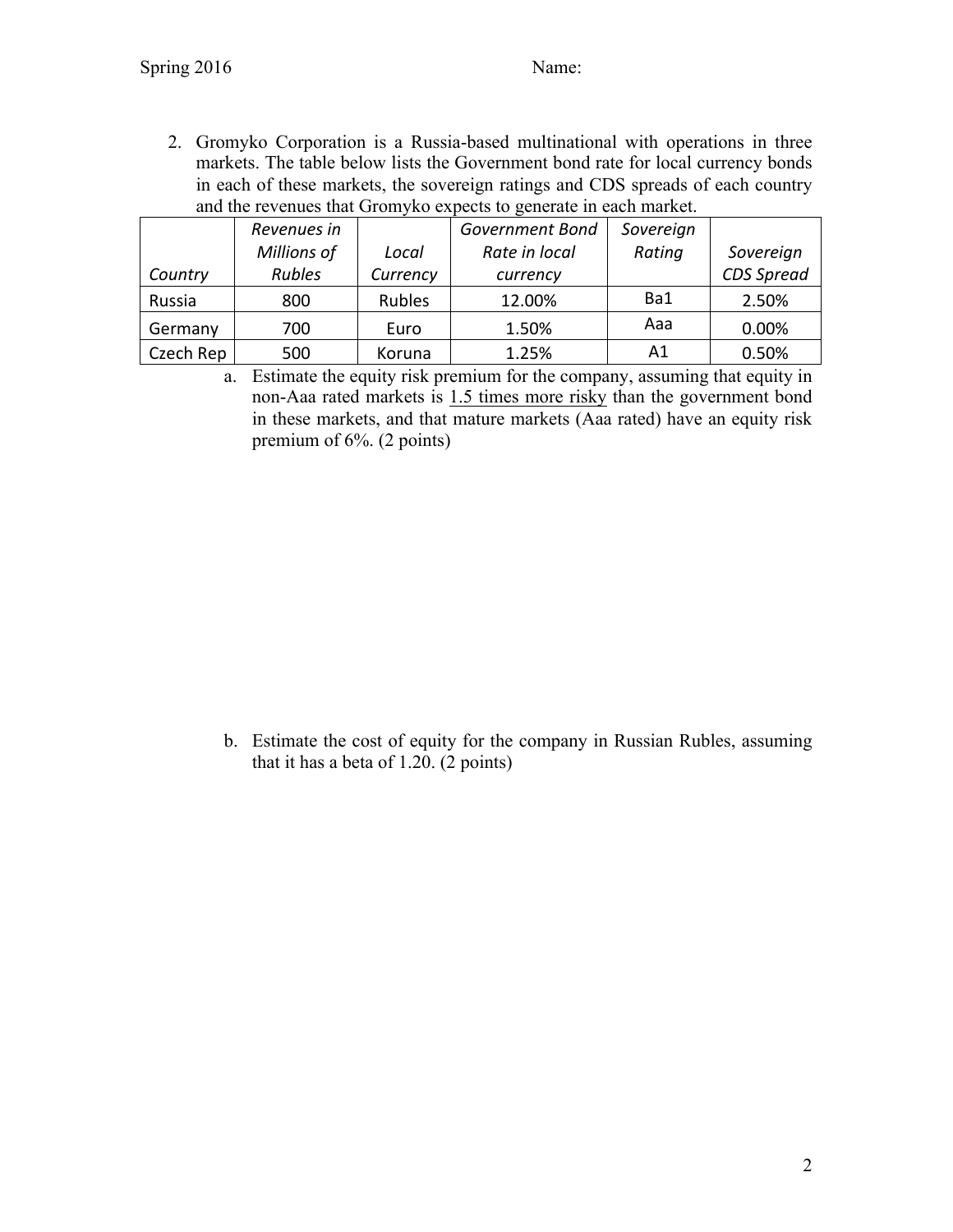2. Gromyko Corporation is a Russia-based multinational with operations in three markets. The table below lists the Government bond rate for local currency bonds in each of these markets, the sovereign ratings and CDS spreads of each country and the revenues that Gromyko expects to generate in each market.

| *Country* | *Revenues in Millions of Rubles* | *Local Currency* | *Government Bond Rate in local currency* | *Sovereign Rating* | *Sovereign CDS Spread* |
|---|---|---|---|---|---|
| Russia | 800 | Rubles | 12.00% | Ba1 | 2.50% |
| Germany | 700 | Euro | 1.50% | Aaa | 0.00% |
| Czech Rep | 500 | Koruna | 1.25% | A1 | 0.50% |

a. Estimate the equity risk premium for the company, assuming that equity in non-Aaa rated markets is <u>1.5 times more risky</u> than the government bond in these markets, and that mature markets (Aaa rated) have an equity risk premium of 6%. (2 points)

b. Estimate the cost of equity for the company in Russian Rubles, assuming that it has a beta of 1.20. (2 points)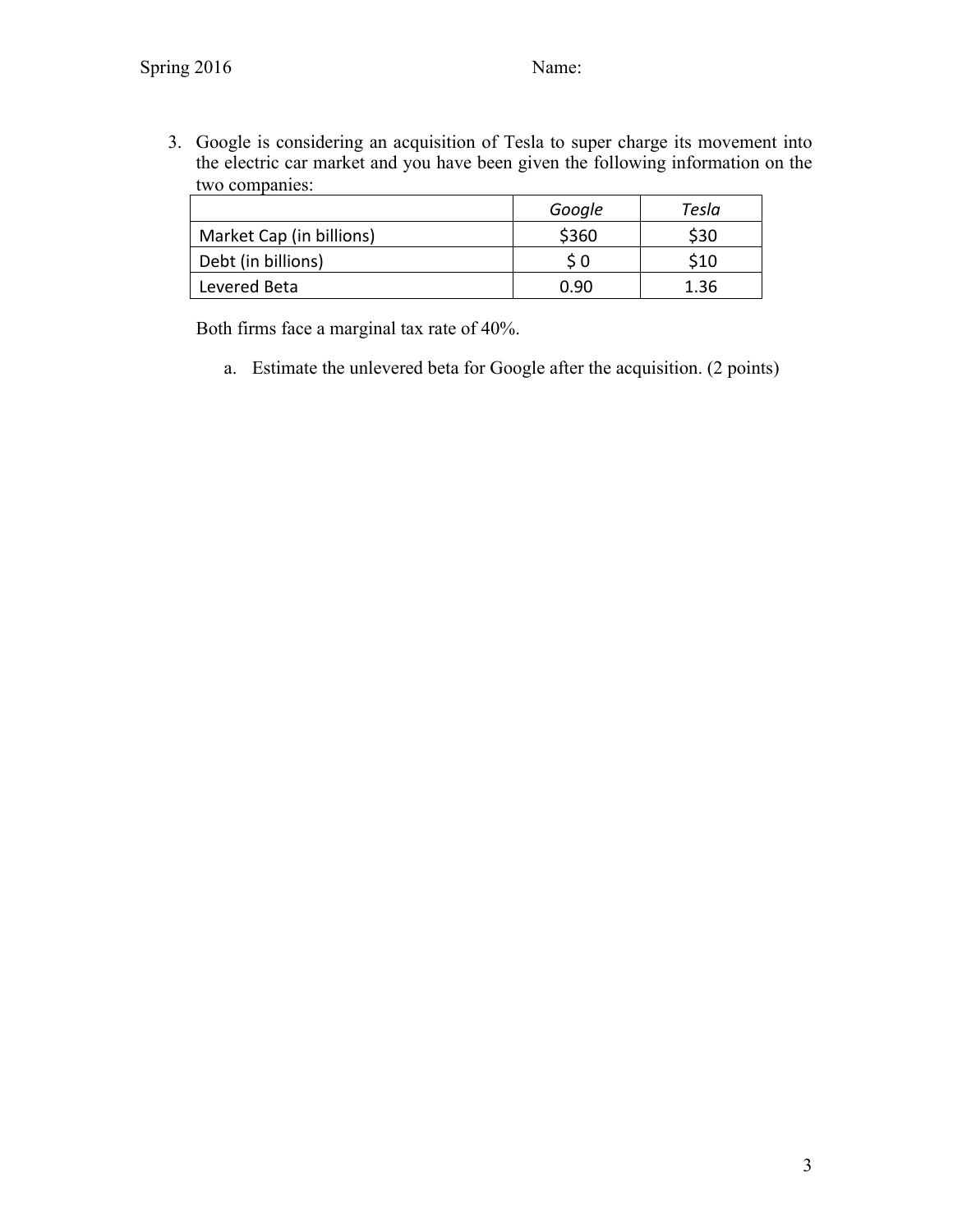3. Google is considering an acquisition of Tesla to super charge its movement into the electric car market and you have been given the following information on the two companies:

| | *Google* | *Tesla* |
|---|---|---|
| Market Cap (in billions) | \$360 | \$30 |
| Debt (in billions) | \$ 0 | \$10 |
| Levered Beta | 0.90 | 1.36 |

Both firms face a marginal tax rate of 40%.

a. Estimate the unlevered beta for Google after the acquisition. (2 points)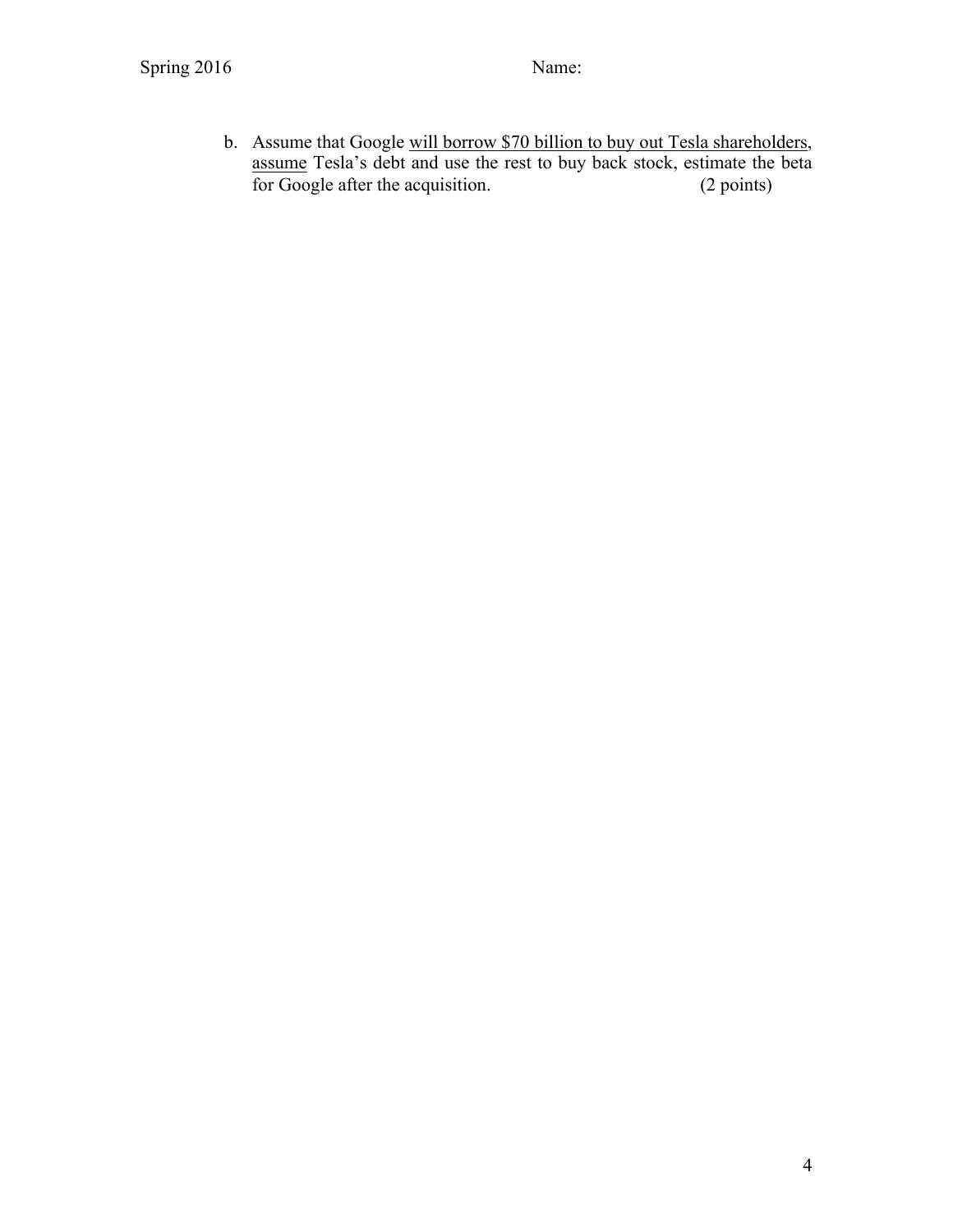b. Assume that Google <u>will borrow $70 billion to buy out Tesla shareholders</u>, <u>assume</u> Tesla's debt and use the rest to buy back stock, estimate the beta for Google after the acquisition. (2 points)